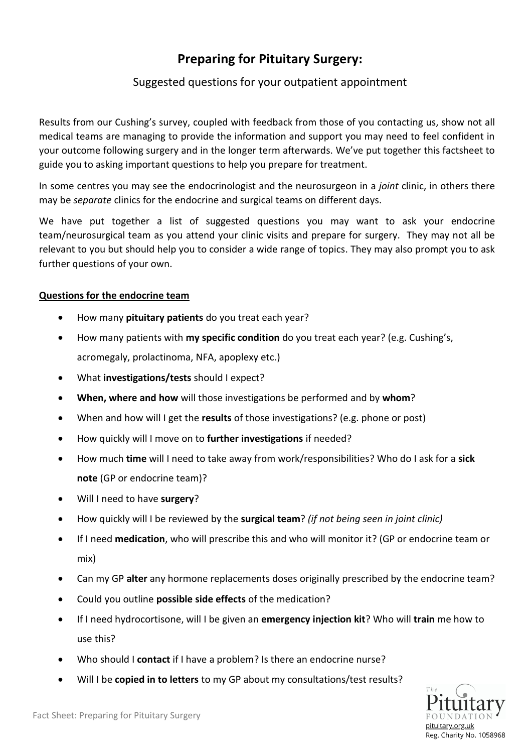# Preparing for Pituitary Surgery:

## Suggested questions for your outpatient appointment

Results from our Cushing's survey, coupled with feedback from those of you contacting us, show not all medical teams are managing to provide the information and support you may need to feel confident in your outcome following surgery and in the longer term afterwards. We've put together this factsheet to guide you to asking important questions to help you prepare for treatment.

In some centres you may see the endocrinologist and the neurosurgeon in a *joint* clinic, in others there may be *separate* clinics for the endocrine and surgical teams on different days.

We have put together a list of suggested questions you may want to ask your endocrine team/neurosurgical team as you attend your clinic visits and prepare for surgery. They may not all be relevant to you but should help you to consider a wide range of topics. They may also prompt you to ask further questions of your own.

### Questions for the endocrine team

- How many **pituitary patients** do you treat each year?
- How many patients with **my specific condition** do you treat each year? (e.g. Cushing's, acromegaly, prolactinoma, NFA, apoplexy etc.)
- What **investigations/tests** should I expect?
- **When, where and how** will those investigations be performed and by **whom**?
- When and how will I get the **results** of those investigations? (e.g. phone or post)
- How quickly will I move on to **further investigations** if needed?
- How much **time** will I need to take away from work/responsibilities? Who do I ask for a **sick note** (GP or endocrine team)?
- Will I need to have **surgery**?
- How quickly will I be reviewed by the **surgical team**? *(if not being seen in joint clinic)*
- If I need **medication**, who will prescribe this and who will monitor it? (GP or endocrine team or mix)
- Can my GP **alter** any hormone replacements doses originally prescribed by the endocrine team?
- Could you outline **possible side effects** of the medication?
- If I need hydrocortisone, will I be given an **emergency injection kit**? Who will **train** me how to use this?
- Who should I **contact** if I have a problem? Is there an endocrine nurse?
- Will I be **copied in to letters** to my GP about my consultations/test results?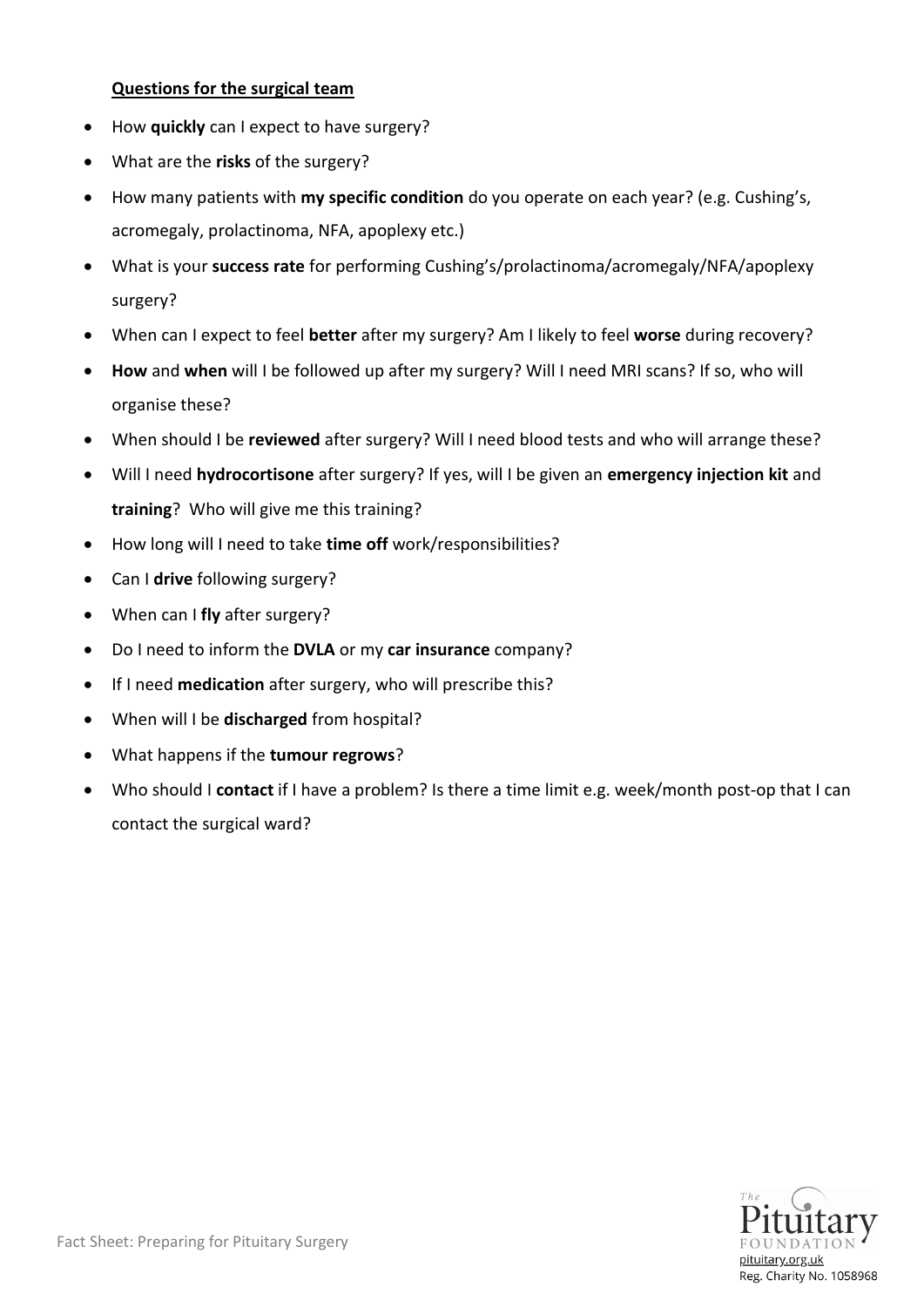**Questions for the surgical team**

- How **quickly** can I expect to have surgery?
- What are the **risks** of the surgery?
- How many patients with **my specific condition** do you operate on each year? (e.g. Cushing's, acromegaly, prolactinoma, NFA, apoplexy etc.)
- What is your **success rate** for performing Cushing's/prolactinoma/acromegaly/NFA/apoplexy surgery?
- When can I expect to feel **better** after my surgery? Am I likely to feel **worse** during recovery?
- **How** and **when** will I be followed up after my surgery? Will I need MRI scans? If so, who will organise these?
- When should I be **reviewed** after surgery? Will I need blood tests and who will arrange these?
- Will I need **hydrocortisone** after surgery? If yes, will I be given an **emergency injection kit** and **training**? Who will give me this training?
- How long will I need to take **time off** work/responsibilities?
- Can I **drive** following surgery?
- When can I **fly** after surgery?
- Do I need to inform the **DVLA** or my **car insurance** company?
- If I need **medication** after surgery, who will prescribe this?
- When will I be **discharged** from hospital?
- What happens if the **tumour regrows**?
- Who should I **contact** if I have a problem? Is there a time limit e.g. week/month post-op that I can contact the surgical ward?